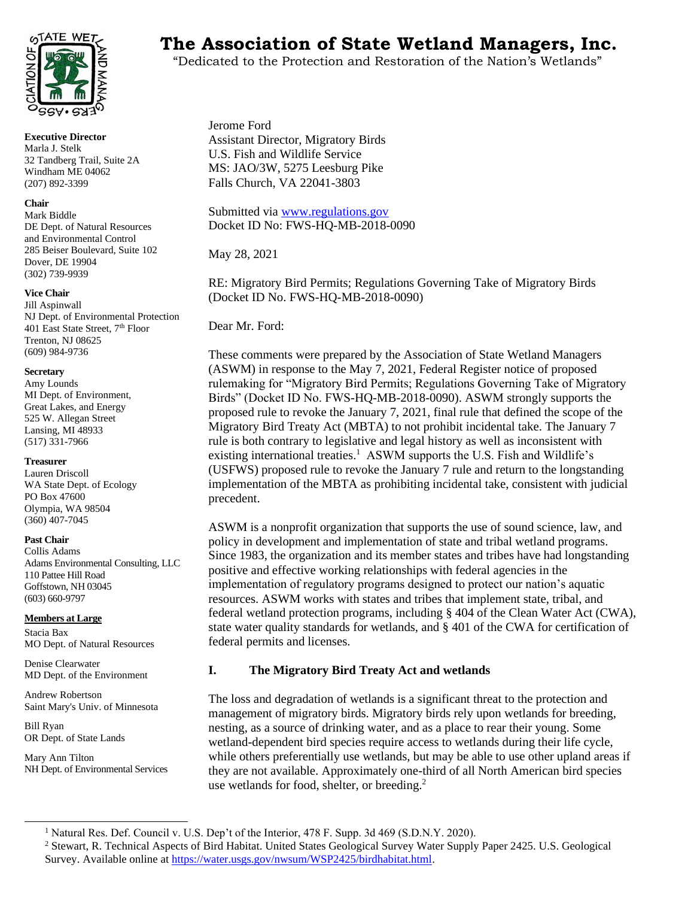# The Association of State Wetland Managers, Inc.

"Dedicated to the Protection and Restoration of the Nation's Wetlands"

**Executive Director**
Marla J. Stelk
32 Tandberg Trail, Suite 2A
Windham ME 04062
(207) 892-3399

**Chair**
Mark Biddle
DE Dept. of Natural Resources and Environmental Control
285 Beiser Boulevard, Suite 102
Dover, DE 19904
(302) 739-9939

**Vice Chair**
Jill Aspinwall
NJ Dept. of Environmental Protection
401 East State Street, 7th Floor
Trenton, NJ 08625
(609) 984-9736

**Secretary**
Amy Lounds
MI Dept. of Environment, Great Lakes, and Energy
525 W. Allegan Street
Lansing, MI 48933
(517) 331-7966

**Treasurer**
Lauren Driscoll
WA State Dept. of Ecology
PO Box 47600
Olympia, WA 98504
(360) 407-7045

**Past Chair**
Collis Adams
Adams Environmental Consulting, LLC
110 Pattee Hill Road
Goffstown, NH 03045
(603) 660-9797

**Members at Large**

Stacia Bax
MO Dept. of Natural Resources

Denise Clearwater
MD Dept. of the Environment

Andrew Robertson
Saint Mary's Univ. of Minnesota

Bill Ryan
OR Dept. of State Lands

Mary Ann Tilton
NH Dept. of Environmental Services

Jerome Ford
Assistant Director, Migratory Birds
U.S. Fish and Wildlife Service
MS: JAO/3W, 5275 Leesburg Pike
Falls Church, VA 22041-3803

Submitted via www.regulations.gov
Docket ID No: FWS-HQ-MB-2018-0090

May 28, 2021

RE: Migratory Bird Permits; Regulations Governing Take of Migratory Birds (Docket ID No. FWS-HQ-MB-2018-0090)

Dear Mr. Ford:

These comments were prepared by the Association of State Wetland Managers (ASWM) in response to the May 7, 2021, Federal Register notice of proposed rulemaking for "Migratory Bird Permits; Regulations Governing Take of Migratory Birds" (Docket ID No. FWS-HQ-MB-2018-0090). ASWM strongly supports the proposed rule to revoke the January 7, 2021, final rule that defined the scope of the Migratory Bird Treaty Act (MBTA) to not prohibit incidental take. The January 7 rule is both contrary to legislative and legal history as well as inconsistent with existing international treaties.[1] ASWM supports the U.S. Fish and Wildlife's (USFWS) proposed rule to revoke the January 7 rule and return to the longstanding implementation of the MBTA as prohibiting incidental take, consistent with judicial precedent.

ASWM is a nonprofit organization that supports the use of sound science, law, and policy in development and implementation of state and tribal wetland programs. Since 1983, the organization and its member states and tribes have had longstanding positive and effective working relationships with federal agencies in the implementation of regulatory programs designed to protect our nation's aquatic resources. ASWM works with states and tribes that implement state, tribal, and federal wetland protection programs, including § 404 of the Clean Water Act (CWA), state water quality standards for wetlands, and § 401 of the CWA for certification of federal permits and licenses.

## I. The Migratory Bird Treaty Act and wetlands

The loss and degradation of wetlands is a significant threat to the protection and management of migratory birds. Migratory birds rely upon wetlands for breeding, nesting, as a source of drinking water, and as a place to rear their young. Some wetland-dependent bird species require access to wetlands during their life cycle, while others preferentially use wetlands, but may be able to use other upland areas if they are not available. Approximately one-third of all North American bird species use wetlands for food, shelter, or breeding.[2]

---

[1] Natural Res. Def. Council v. U.S. Dep't of the Interior, 478 F. Supp. 3d 469 (S.D.N.Y. 2020).

[2] Stewart, R. Technical Aspects of Bird Habitat. United States Geological Survey Water Supply Paper 2425. U.S. Geological Survey. Available online at https://water.usgs.gov/nwsum/WSP2425/birdhabitat.html.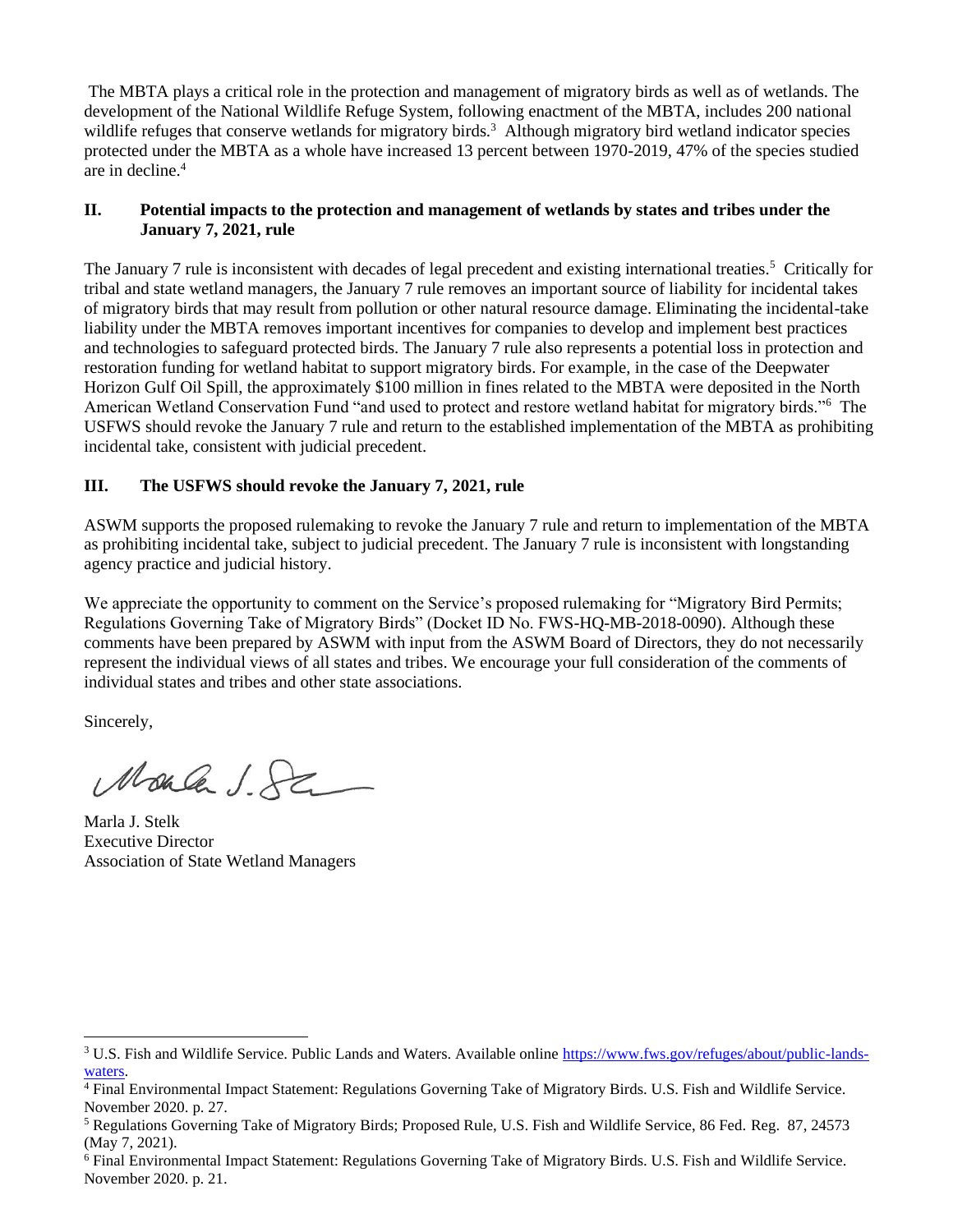The MBTA plays a critical role in the protection and management of migratory birds as well as of wetlands. The development of the National Wildlife Refuge System, following enactment of the MBTA, includes 200 national wildlife refuges that conserve wetlands for migratory birds.[3] Although migratory bird wetland indicator species protected under the MBTA as a whole have increased 13 percent between 1970-2019, 47% of the species studied are in decline.[4]

## II. Potential impacts to the protection and management of wetlands by states and tribes under the January 7, 2021, rule

The January 7 rule is inconsistent with decades of legal precedent and existing international treaties.[5] Critically for tribal and state wetland managers, the January 7 rule removes an important source of liability for incidental takes of migratory birds that may result from pollution or other natural resource damage. Eliminating the incidental-take liability under the MBTA removes important incentives for companies to develop and implement best practices and technologies to safeguard protected birds. The January 7 rule also represents a potential loss in protection and restoration funding for wetland habitat to support migratory birds. For example, in the case of the Deepwater Horizon Gulf Oil Spill, the approximately $100 million in fines related to the MBTA were deposited in the North American Wetland Conservation Fund "and used to protect and restore wetland habitat for migratory birds."[6] The USFWS should revoke the January 7 rule and return to the established implementation of the MBTA as prohibiting incidental take, consistent with judicial precedent.

## III. The USFWS should revoke the January 7, 2021, rule

ASWM supports the proposed rulemaking to revoke the January 7 rule and return to implementation of the MBTA as prohibiting incidental take, subject to judicial precedent. The January 7 rule is inconsistent with longstanding agency practice and judicial history.

We appreciate the opportunity to comment on the Service's proposed rulemaking for "Migratory Bird Permits; Regulations Governing Take of Migratory Birds" (Docket ID No. FWS-HQ-MB-2018-0090). Although these comments have been prepared by ASWM with input from the ASWM Board of Directors, they do not necessarily represent the individual views of all states and tribes. We encourage your full consideration of the comments of individual states and tribes and other state associations.

Sincerely,

Marla J. Stelk
Executive Director
Association of State Wetland Managers

---

[3] U.S. Fish and Wildlife Service. Public Lands and Waters. Available online https://www.fws.gov/refuges/about/public-lands-waters.

[4] Final Environmental Impact Statement: Regulations Governing Take of Migratory Birds. U.S. Fish and Wildlife Service. November 2020. p. 27.

[5] Regulations Governing Take of Migratory Birds; Proposed Rule, U.S. Fish and Wildlife Service, 86 Fed. Reg. 87, 24573 (May 7, 2021).

[6] Final Environmental Impact Statement: Regulations Governing Take of Migratory Birds. U.S. Fish and Wildlife Service. November 2020. p. 21.